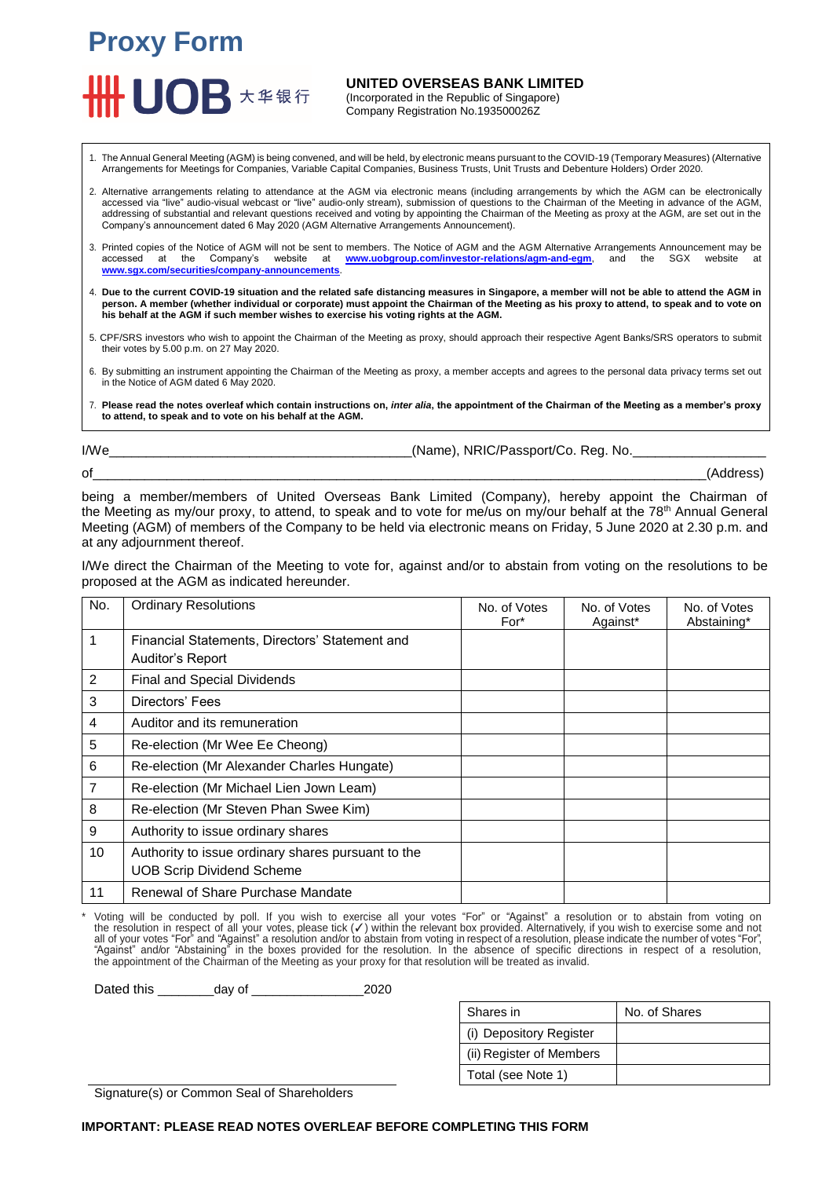# Proxy Form

**UNITED OVERSEAS BANK LIMITED**
(Incorporated in the Republic of Singapore)
Company Registration No.193500026Z

1. The Annual General Meeting (AGM) is being convened, and will be held, by electronic means pursuant to the COVID-19 (Temporary Measures) (Alternative Arrangements for Meetings for Companies, Variable Capital Companies, Business Trusts, Unit Trusts and Debenture Holders) Order 2020.
2. Alternative arrangements relating to attendance at the AGM via electronic means (including arrangements by which the AGM can be electronically accessed via "live" audio-visual webcast or "live" audio-only stream), submission of questions to the Chairman of the Meeting in advance of the AGM, addressing of substantial and relevant questions received and voting by appointing the Chairman of the Meeting as proxy at the AGM, are set out in the Company's announcement dated 6 May 2020 (AGM Alternative Arrangements Announcement).
3. Printed copies of the Notice of AGM will not be sent to members. The Notice of AGM and the AGM Alternative Arrangements Announcement may be accessed at the Company's website at **www.uobgroup.com/investor-relations/agm-and-egm**, and the SGX website at **www.sgx.com/securities/company-announcements**.
4. **Due to the current COVID-19 situation and the related safe distancing measures in Singapore, a member will not be able to attend the AGM in person. A member (whether individual or corporate) must appoint the Chairman of the Meeting as his proxy to attend, to speak and to vote on his behalf at the AGM if such member wishes to exercise his voting rights at the AGM.**
5. CPF/SRS investors who wish to appoint the Chairman of the Meeting as proxy, should approach their respective Agent Banks/SRS operators to submit their votes by 5.00 p.m. on 27 May 2020.
6. By submitting an instrument appointing the Chairman of the Meeting as proxy, a member accepts and agrees to the personal data privacy terms set out in the Notice of AGM dated 6 May 2020.
7. **Please read the notes overleaf which contain instructions on, *inter alia*, the appointment of the Chairman of the Meeting as a member's proxy to attend, to speak and to vote on his behalf at the AGM.**

I/We________________________________________(Name), NRIC/Passport/Co. Reg. No.__________________

of________________________________________________________________________________(Address)

being a member/members of United Overseas Bank Limited (Company), hereby appoint the Chairman of the Meeting as my/our proxy, to attend, to speak and to vote for me/us on my/our behalf at the 78th Annual General Meeting (AGM) of members of the Company to be held via electronic means on Friday, 5 June 2020 at 2.30 p.m. and at any adjournment thereof.

I/We direct the Chairman of the Meeting to vote for, against and/or to abstain from voting on the resolutions to be proposed at the AGM as indicated hereunder.

| No. | Ordinary Resolutions | No. of Votes For* | No. of Votes Against* | No. of Votes Abstaining* |
|---|---|---|---|---|
| 1 | Financial Statements, Directors' Statement and Auditor's Report | | | |
| 2 | Final and Special Dividends | | | |
| 3 | Directors' Fees | | | |
| 4 | Auditor and its remuneration | | | |
| 5 | Re-election (Mr Wee Ee Cheong) | | | |
| 6 | Re-election (Mr Alexander Charles Hungate) | | | |
| 7 | Re-election (Mr Michael Lien Jown Leam) | | | |
| 8 | Re-election (Mr Steven Phan Swee Kim) | | | |
| 9 | Authority to issue ordinary shares | | | |
| 10 | Authority to issue ordinary shares pursuant to the UOB Scrip Dividend Scheme | | | |
| 11 | Renewal of Share Purchase Mandate | | | |

\* Voting will be conducted by poll. If you wish to exercise all your votes "For" or "Against" a resolution or to abstain from voting on the resolution in respect of all your votes, please tick (✓) within the relevant box provided. Alternatively, if you wish to exercise some and not all of your votes "For" and "Against" a resolution and/or to abstain from voting in respect of a resolution, please indicate the number of votes "For", "Against" and/or "Abstaining" in the boxes provided for the resolution. In the absence of specific directions in respect of a resolution, the appointment of the Chairman of the Meeting as your proxy for that resolution will be treated as invalid.

Dated this ________day of _______________2020

| Shares in | No. of Shares |
|---|---|
| (i) Depository Register | |
| (ii) Register of Members | |
| Total (see Note 1) | |

Signature(s) or Common Seal of Shareholders

**IMPORTANT: PLEASE READ NOTES OVERLEAF BEFORE COMPLETING THIS FORM**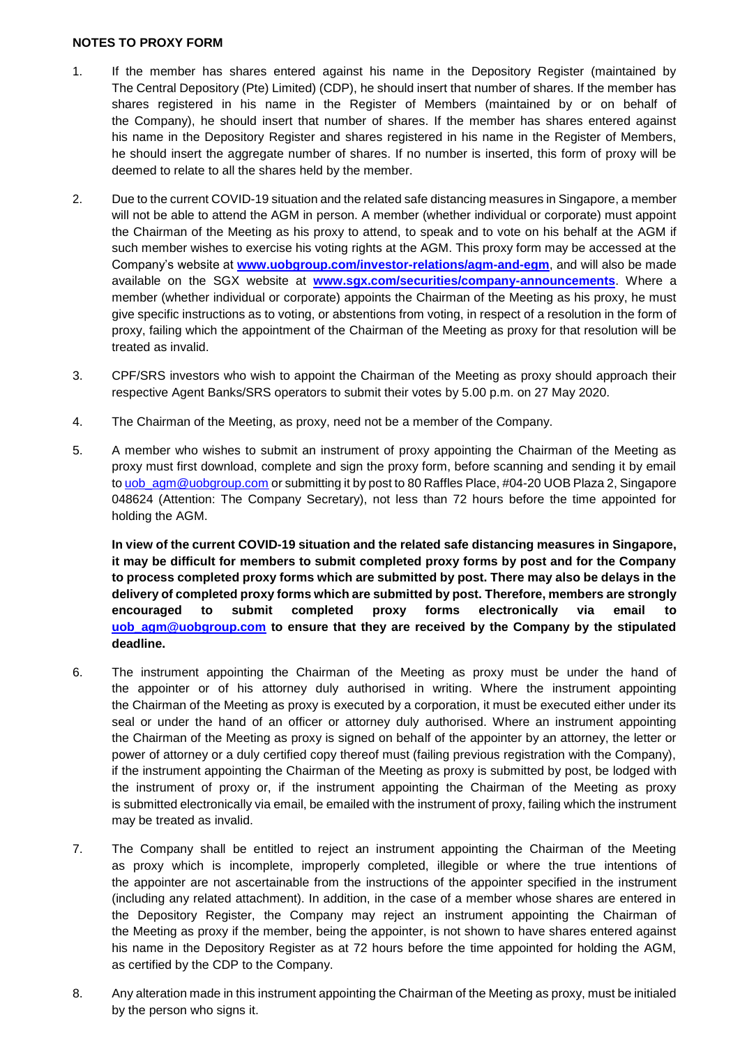**NOTES TO PROXY FORM**

1. If the member has shares entered against his name in the Depository Register (maintained by The Central Depository (Pte) Limited) (CDP), he should insert that number of shares. If the member has shares registered in his name in the Register of Members (maintained by or on behalf of the Company), he should insert that number of shares. If the member has shares entered against his name in the Depository Register and shares registered in his name in the Register of Members, he should insert the aggregate number of shares. If no number is inserted, this form of proxy will be deemed to relate to all the shares held by the member.

2. Due to the current COVID-19 situation and the related safe distancing measures in Singapore, a member will not be able to attend the AGM in person. A member (whether individual or corporate) must appoint the Chairman of the Meeting as his proxy to attend, to speak and to vote on his behalf at the AGM if such member wishes to exercise his voting rights at the AGM. This proxy form may be accessed at the Company's website at **www.uobgroup.com/investor-relations/agm-and-egm**, and will also be made available on the SGX website at **www.sgx.com/securities/company-announcements**. Where a member (whether individual or corporate) appoints the Chairman of the Meeting as his proxy, he must give specific instructions as to voting, or abstentions from voting, in respect of a resolution in the form of proxy, failing which the appointment of the Chairman of the Meeting as proxy for that resolution will be treated as invalid.

3. CPF/SRS investors who wish to appoint the Chairman of the Meeting as proxy should approach their respective Agent Banks/SRS operators to submit their votes by 5.00 p.m. on 27 May 2020.

4. The Chairman of the Meeting, as proxy, need not be a member of the Company.

5. A member who wishes to submit an instrument of proxy appointing the Chairman of the Meeting as proxy must first download, complete and sign the proxy form, before scanning and sending it by email to uob_agm@uobgroup.com or submitting it by post to 80 Raffles Place, #04-20 UOB Plaza 2, Singapore 048624 (Attention: The Company Secretary), not less than 72 hours before the time appointed for holding the AGM.

   **In view of the current COVID-19 situation and the related safe distancing measures in Singapore, it may be difficult for members to submit completed proxy forms by post and for the Company to process completed proxy forms which are submitted by post. There may also be delays in the delivery of completed proxy forms which are submitted by post. Therefore, members are strongly encouraged to submit completed proxy forms electronically via email to uob_agm@uobgroup.com to ensure that they are received by the Company by the stipulated deadline.**

6. The instrument appointing the Chairman of the Meeting as proxy must be under the hand of the appointer or of his attorney duly authorised in writing. Where the instrument appointing the Chairman of the Meeting as proxy is executed by a corporation, it must be executed either under its seal or under the hand of an officer or attorney duly authorised. Where an instrument appointing the Chairman of the Meeting as proxy is signed on behalf of the appointer by an attorney, the letter or power of attorney or a duly certified copy thereof must (failing previous registration with the Company), if the instrument appointing the Chairman of the Meeting as proxy is submitted by post, be lodged with the instrument of proxy or, if the instrument appointing the Chairman of the Meeting as proxy is submitted electronically via email, be emailed with the instrument of proxy, failing which the instrument may be treated as invalid.

7. The Company shall be entitled to reject an instrument appointing the Chairman of the Meeting as proxy which is incomplete, improperly completed, illegible or where the true intentions of the appointer are not ascertainable from the instructions of the appointer specified in the instrument (including any related attachment). In addition, in the case of a member whose shares are entered in the Depository Register, the Company may reject an instrument appointing the Chairman of the Meeting as proxy if the member, being the appointer, is not shown to have shares entered against his name in the Depository Register as at 72 hours before the time appointed for holding the AGM, as certified by the CDP to the Company.

8. Any alteration made in this instrument appointing the Chairman of the Meeting as proxy, must be initialed by the person who signs it.